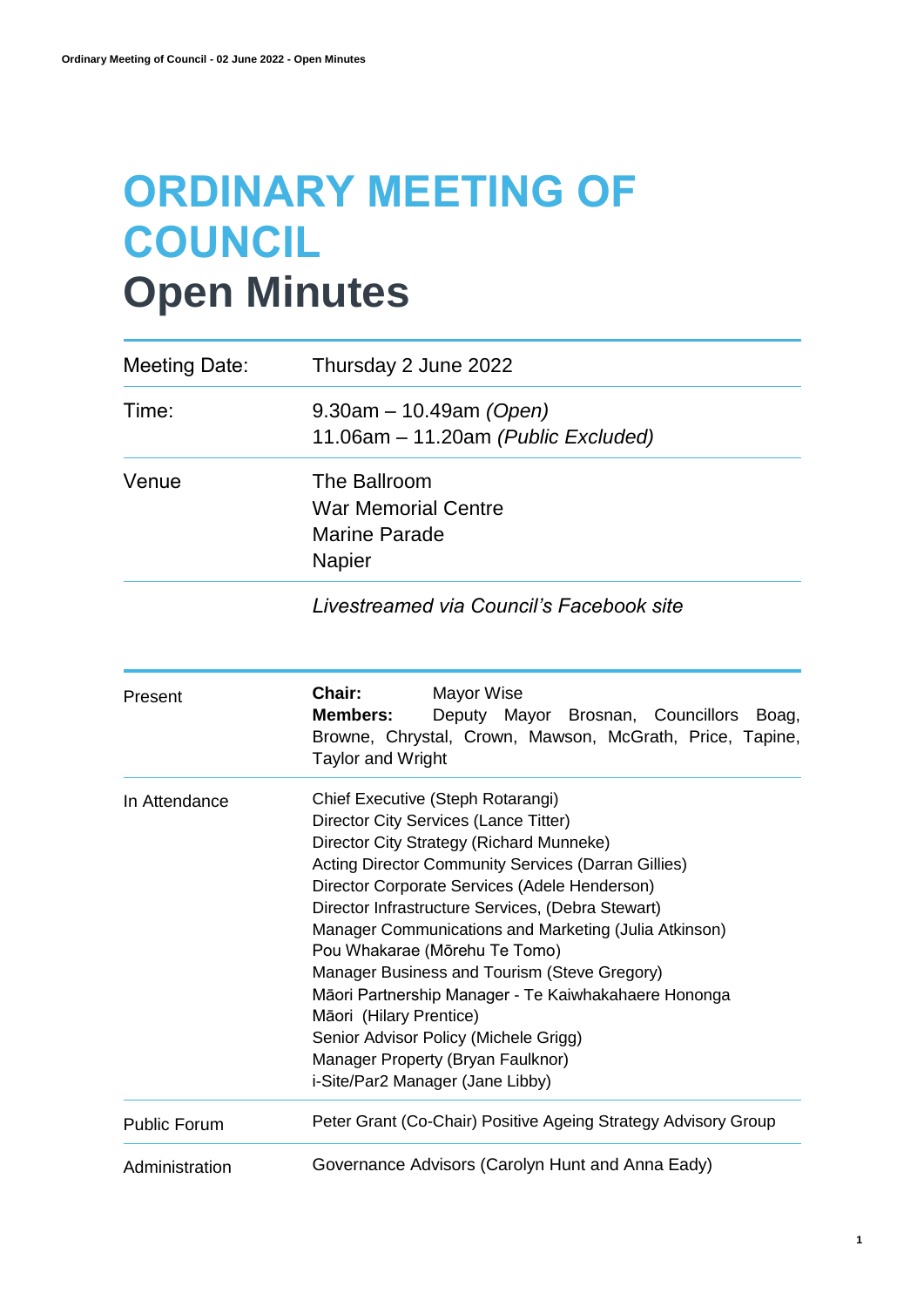# ORDINARY MEETING OF COUNCIL

# Open Minutes

| | |
|---|---|
| Meeting Date: | Thursday 2 June 2022 |
| Time: | 9.30am – 10.49am *(Open)*<br>11.06am – 11.20am *(Public Excluded)* |
| Venue | The Ballroom<br>War Memorial Centre<br>Marine Parade<br>Napier |
| | *Livestreamed via Council's Facebook site* |

| | |
|---|---|
| Present | **Chair:** Mayor Wise<br>**Members:** Deputy Mayor Brosnan, Councillors Boag, Browne, Chrystal, Crown, Mawson, McGrath, Price, Tapine, Taylor and Wright |
| In Attendance | Chief Executive (Steph Rotarangi)<br>Director City Services (Lance Titter)<br>Director City Strategy (Richard Munneke)<br>Acting Director Community Services (Darran Gillies)<br>Director Corporate Services (Adele Henderson)<br>Director Infrastructure Services, (Debra Stewart)<br>Manager Communications and Marketing (Julia Atkinson)<br>Pou Whakarae (Mōrehu Te Tomo)<br>Manager Business and Tourism (Steve Gregory)<br>Māori Partnership Manager - Te Kaiwhakahaere Hononga Māori (Hilary Prentice)<br>Senior Advisor Policy (Michele Grigg)<br>Manager Property (Bryan Faulknor)<br>i-Site/Par2 Manager (Jane Libby) |
| Public Forum | Peter Grant (Co-Chair) Positive Ageing Strategy Advisory Group |
| Administration | Governance Advisors (Carolyn Hunt and Anna Eady) |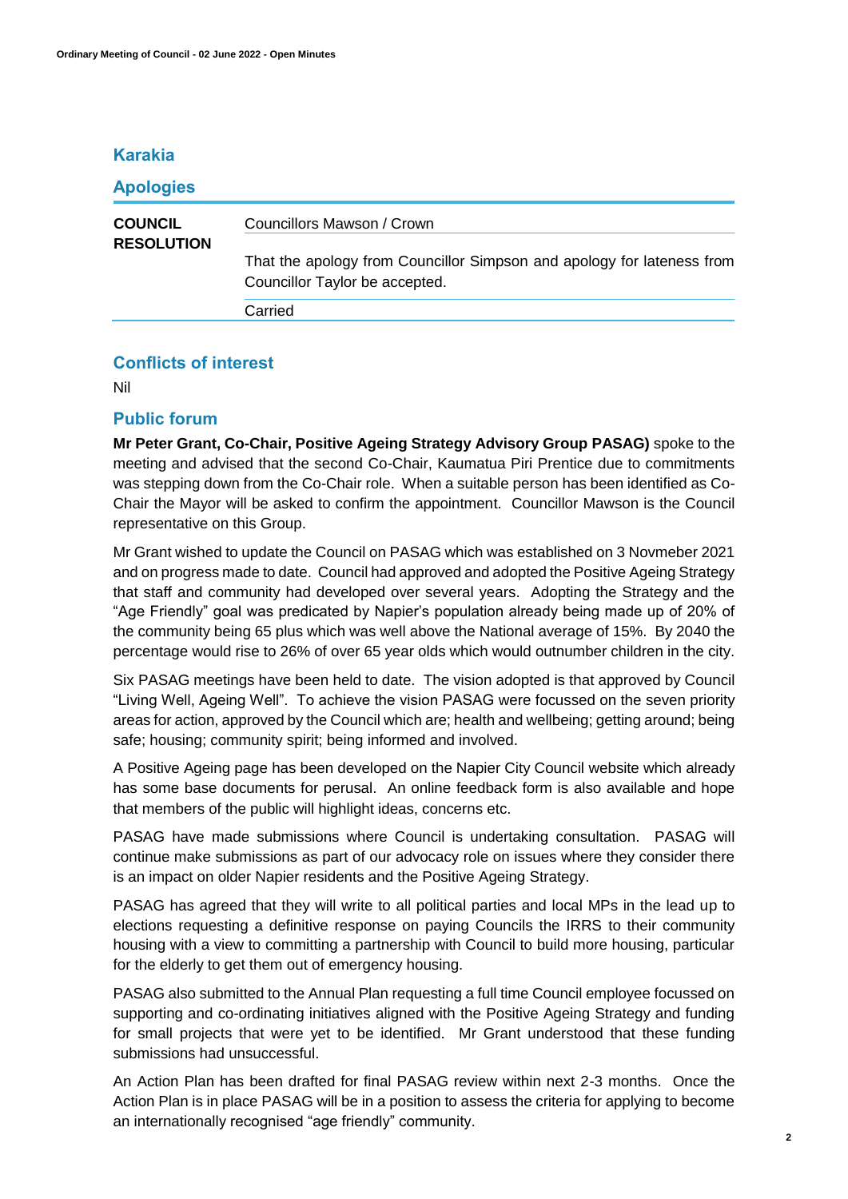## Karakia

## Apologies

| COUNCIL RESOLUTION | Councillors Mawson / Crown |
|---|---|
| | That the apology from Councillor Simpson and apology for lateness from Councillor Taylor be accepted. |
| | Carried |

## Conflicts of interest

Nil

## Public forum

**Mr Peter Grant, Co-Chair, Positive Ageing Strategy Advisory Group PASAG)** spoke to the meeting and advised that the second Co-Chair, Kaumatua Piri Prentice due to commitments was stepping down from the Co-Chair role. When a suitable person has been identified as Co-Chair the Mayor will be asked to confirm the appointment. Councillor Mawson is the Council representative on this Group.

Mr Grant wished to update the Council on PASAG which was established on 3 Novmeber 2021 and on progress made to date. Council had approved and adopted the Positive Ageing Strategy that staff and community had developed over several years. Adopting the Strategy and the "Age Friendly" goal was predicated by Napier's population already being made up of 20% of the community being 65 plus which was well above the National average of 15%. By 2040 the percentage would rise to 26% of over 65 year olds which would outnumber children in the city.

Six PASAG meetings have been held to date. The vision adopted is that approved by Council "Living Well, Ageing Well". To achieve the vision PASAG were focussed on the seven priority areas for action, approved by the Council which are; health and wellbeing; getting around; being safe; housing; community spirit; being informed and involved.

A Positive Ageing page has been developed on the Napier City Council website which already has some base documents for perusal. An online feedback form is also available and hope that members of the public will highlight ideas, concerns etc.

PASAG have made submissions where Council is undertaking consultation. PASAG will continue make submissions as part of our advocacy role on issues where they consider there is an impact on older Napier residents and the Positive Ageing Strategy.

PASAG has agreed that they will write to all political parties and local MPs in the lead up to elections requesting a definitive response on paying Councils the IRRS to their community housing with a view to committing a partnership with Council to build more housing, particular for the elderly to get them out of emergency housing.

PASAG also submitted to the Annual Plan requesting a full time Council employee focussed on supporting and co-ordinating initiatives aligned with the Positive Ageing Strategy and funding for small projects that were yet to be identified. Mr Grant understood that these funding submissions had unsuccessful.

An Action Plan has been drafted for final PASAG review within next 2-3 months. Once the Action Plan is in place PASAG will be in a position to assess the criteria for applying to become an internationally recognised "age friendly" community.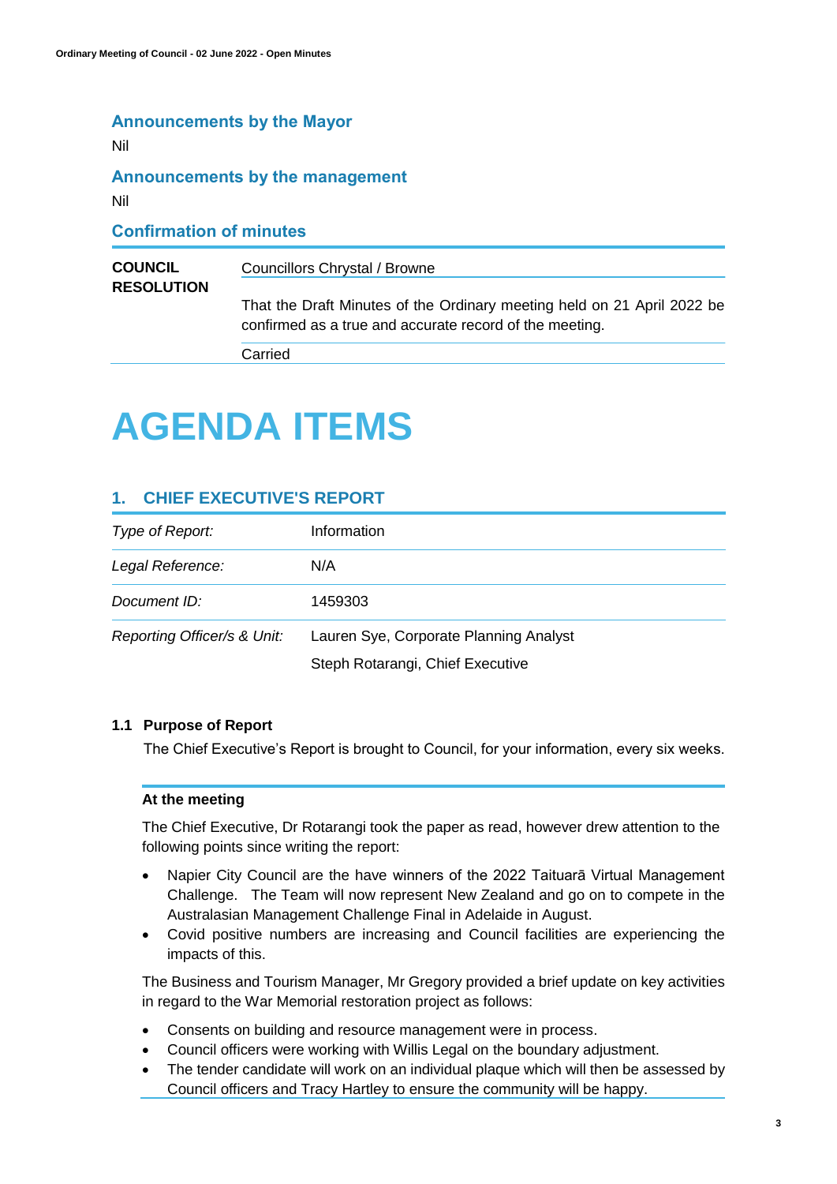## Announcements by the Mayor

Nil

## Announcements by the management

Nil

## Confirmation of minutes

| | |
|---|---|
| **COUNCIL RESOLUTION** | Councillors Chrystal / Browne |
| | That the Draft Minutes of the Ordinary meeting held on 21 April 2022 be confirmed as a true and accurate record of the meeting. |
| | Carried |

# AGENDA ITEMS

## 1. CHIEF EXECUTIVE'S REPORT

| | |
|---|---|
| *Type of Report:* | Information |
| *Legal Reference:* | N/A |
| *Document ID:* | 1459303 |
| *Reporting Officer/s & Unit:* | Lauren Sye, Corporate Planning Analyst<br>Steph Rotarangi, Chief Executive |

### 1.1 Purpose of Report

The Chief Executive's Report is brought to Council, for your information, every six weeks.

**At the meeting**

The Chief Executive, Dr Rotarangi took the paper as read, however drew attention to the following points since writing the report:

- Napier City Council are the have winners of the 2022 Taituarā Virtual Management Challenge. The Team will now represent New Zealand and go on to compete in the Australasian Management Challenge Final in Adelaide in August.
- Covid positive numbers are increasing and Council facilities are experiencing the impacts of this.

The Business and Tourism Manager, Mr Gregory provided a brief update on key activities in regard to the War Memorial restoration project as follows:

- Consents on building and resource management were in process.
- Council officers were working with Willis Legal on the boundary adjustment.
- The tender candidate will work on an individual plaque which will then be assessed by Council officers and Tracy Hartley to ensure the community will be happy.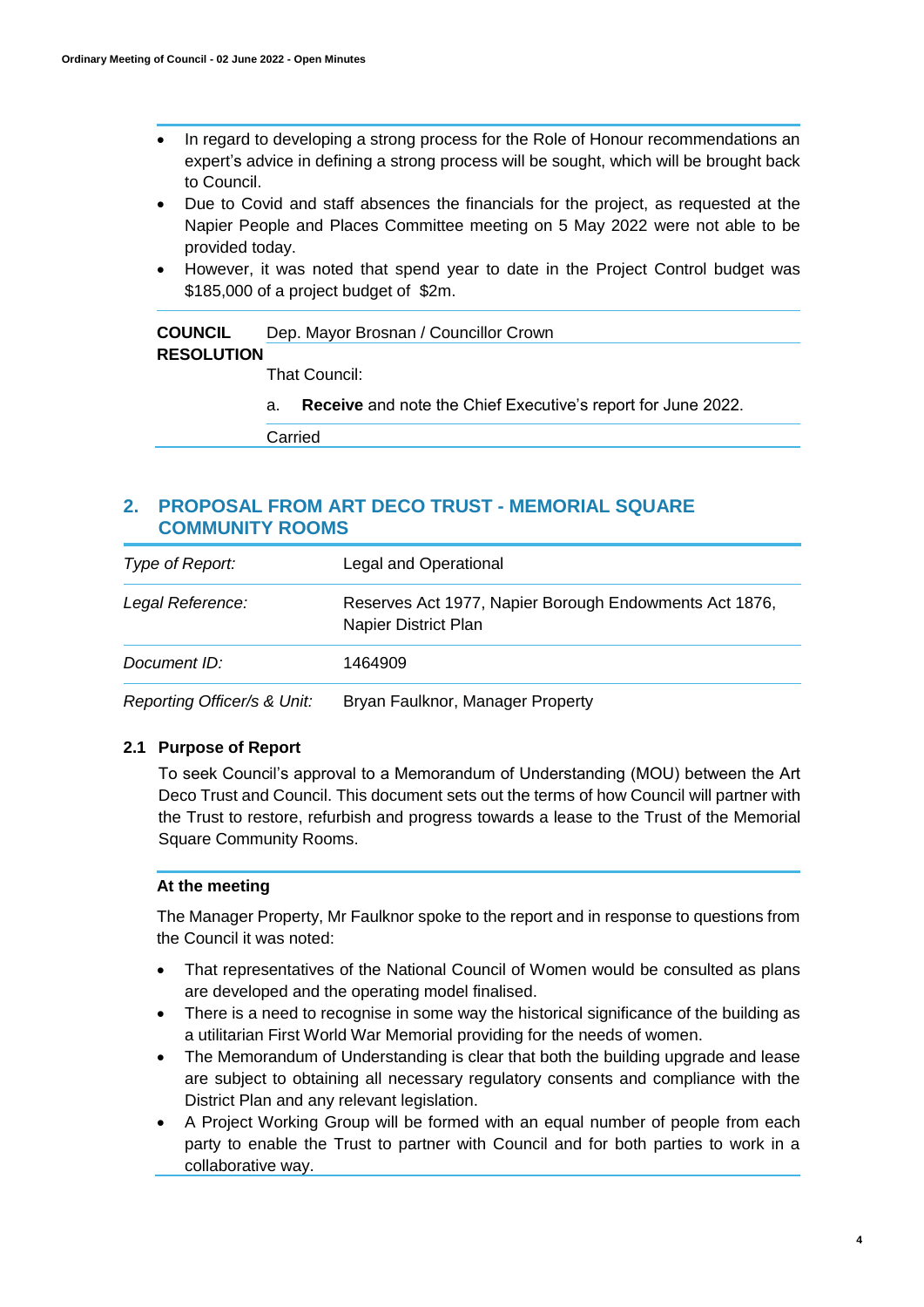- In regard to developing a strong process for the Role of Honour recommendations an expert's advice in defining a strong process will be sought, which will be brought back to Council.
- Due to Covid and staff absences the financials for the project, as requested at the Napier People and Places Committee meeting on 5 May 2022 were not able to be provided today.
- However, it was noted that spend year to date in the Project Control budget was $185,000 of a project budget of $2m.

**COUNCIL RESOLUTION** Dep. Mayor Brosnan / Councillor Crown

That Council:

a. **Receive** and note the Chief Executive's report for June 2022.

Carried

## 2. PROPOSAL FROM ART DECO TRUST - MEMORIAL SQUARE COMMUNITY ROOMS

| | |
|---|---|
| *Type of Report:* | Legal and Operational |
| *Legal Reference:* | Reserves Act 1977, Napier Borough Endowments Act 1876, Napier District Plan |
| *Document ID:* | 1464909 |
| *Reporting Officer/s & Unit:* | Bryan Faulknor, Manager Property |

### 2.1 Purpose of Report

To seek Council's approval to a Memorandum of Understanding (MOU) between the Art Deco Trust and Council. This document sets out the terms of how Council will partner with the Trust to restore, refurbish and progress towards a lease to the Trust of the Memorial Square Community Rooms.

**At the meeting**

The Manager Property, Mr Faulknor spoke to the report and in response to questions from the Council it was noted:

- That representatives of the National Council of Women would be consulted as plans are developed and the operating model finalised.
- There is a need to recognise in some way the historical significance of the building as a utilitarian First World War Memorial providing for the needs of women.
- The Memorandum of Understanding is clear that both the building upgrade and lease are subject to obtaining all necessary regulatory consents and compliance with the District Plan and any relevant legislation.
- A Project Working Group will be formed with an equal number of people from each party to enable the Trust to partner with Council and for both parties to work in a collaborative way.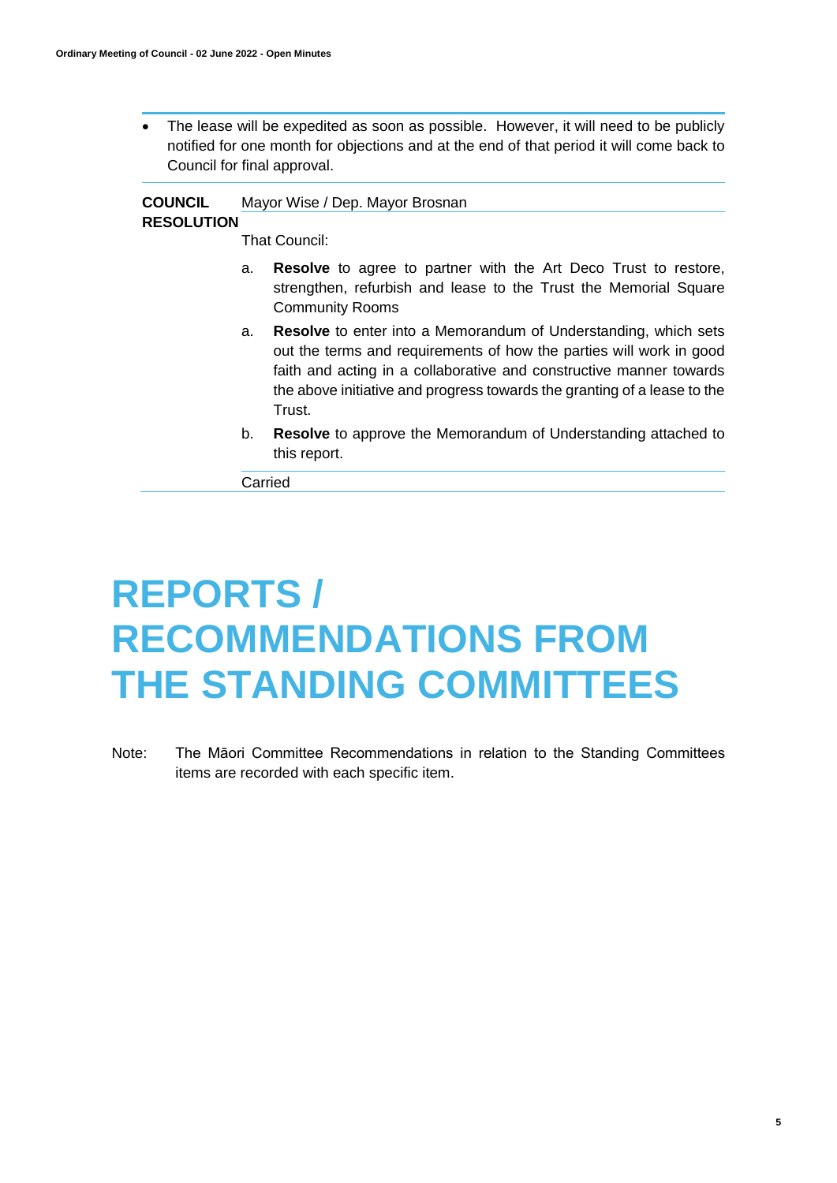- The lease will be expedited as soon as possible. However, it will need to be publicly notified for one month for objections and at the end of that period it will come back to Council for final approval.

**COUNCIL RESOLUTION** Mayor Wise / Dep. Mayor Brosnan

That Council:

a. **Resolve** to agree to partner with the Art Deco Trust to restore, strengthen, refurbish and lease to the Trust the Memorial Square Community Rooms

a. **Resolve** to enter into a Memorandum of Understanding, which sets out the terms and requirements of how the parties will work in good faith and acting in a collaborative and constructive manner towards the above initiative and progress towards the granting of a lease to the Trust.

b. **Resolve** to approve the Memorandum of Understanding attached to this report.

Carried

# REPORTS / RECOMMENDATIONS FROM THE STANDING COMMITTEES

Note: The Māori Committee Recommendations in relation to the Standing Committees items are recorded with each specific item.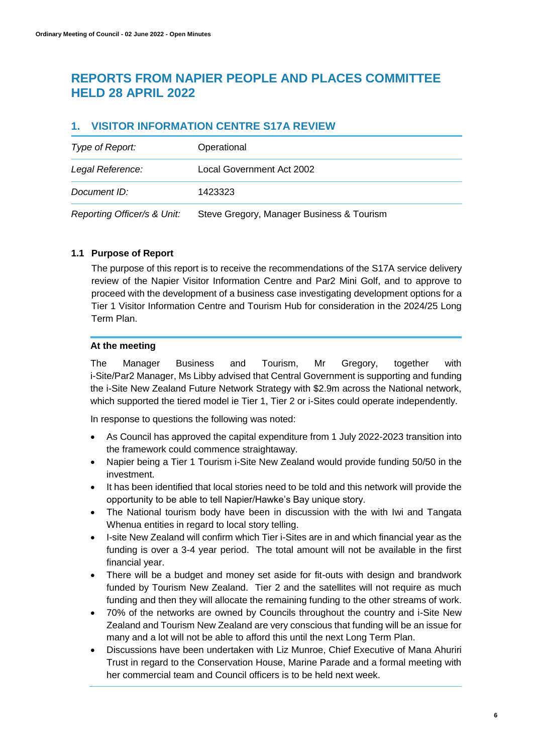## REPORTS FROM NAPIER PEOPLE AND PLACES COMMITTEE HELD 28 APRIL 2022

### 1. VISITOR INFORMATION CENTRE S17A REVIEW

| | |
|---|---|
| *Type of Report:* | Operational |
| *Legal Reference:* | Local Government Act 2002 |
| *Document ID:* | 1423323 |
| *Reporting Officer/s & Unit:* | Steve Gregory, Manager Business & Tourism |

#### 1.1 Purpose of Report

The purpose of this report is to receive the recommendations of the S17A service delivery review of the Napier Visitor Information Centre and Par2 Mini Golf, and to approve to proceed with the development of a business case investigating development options for a Tier 1 Visitor Information Centre and Tourism Hub for consideration in the 2024/25 Long Term Plan.

**At the meeting**

The Manager Business and Tourism, Mr Gregory, together with i-Site/Par2 Manager, Ms Libby advised that Central Government is supporting and funding the i-Site New Zealand Future Network Strategy with $2.9m across the National network, which supported the tiered model ie Tier 1, Tier 2 or i-Sites could operate independently.

In response to questions the following was noted:

- As Council has approved the capital expenditure from 1 July 2022-2023 transition into the framework could commence straightaway.
- Napier being a Tier 1 Tourism i-Site New Zealand would provide funding 50/50 in the investment.
- It has been identified that local stories need to be told and this network will provide the opportunity to be able to tell Napier/Hawke's Bay unique story.
- The National tourism body have been in discussion with the with Iwi and Tangata Whenua entities in regard to local story telling.
- I-site New Zealand will confirm which Tier i-Sites are in and which financial year as the funding is over a 3-4 year period. The total amount will not be available in the first financial year.
- There will be a budget and money set aside for fit-outs with design and brandwork funded by Tourism New Zealand. Tier 2 and the satellites will not require as much funding and then they will allocate the remaining funding to the other streams of work.
- 70% of the networks are owned by Councils throughout the country and i-Site New Zealand and Tourism New Zealand are very conscious that funding will be an issue for many and a lot will not be able to afford this until the next Long Term Plan.
- Discussions have been undertaken with Liz Munroe, Chief Executive of Mana Ahuriri Trust in regard to the Conservation House, Marine Parade and a formal meeting with her commercial team and Council officers is to be held next week.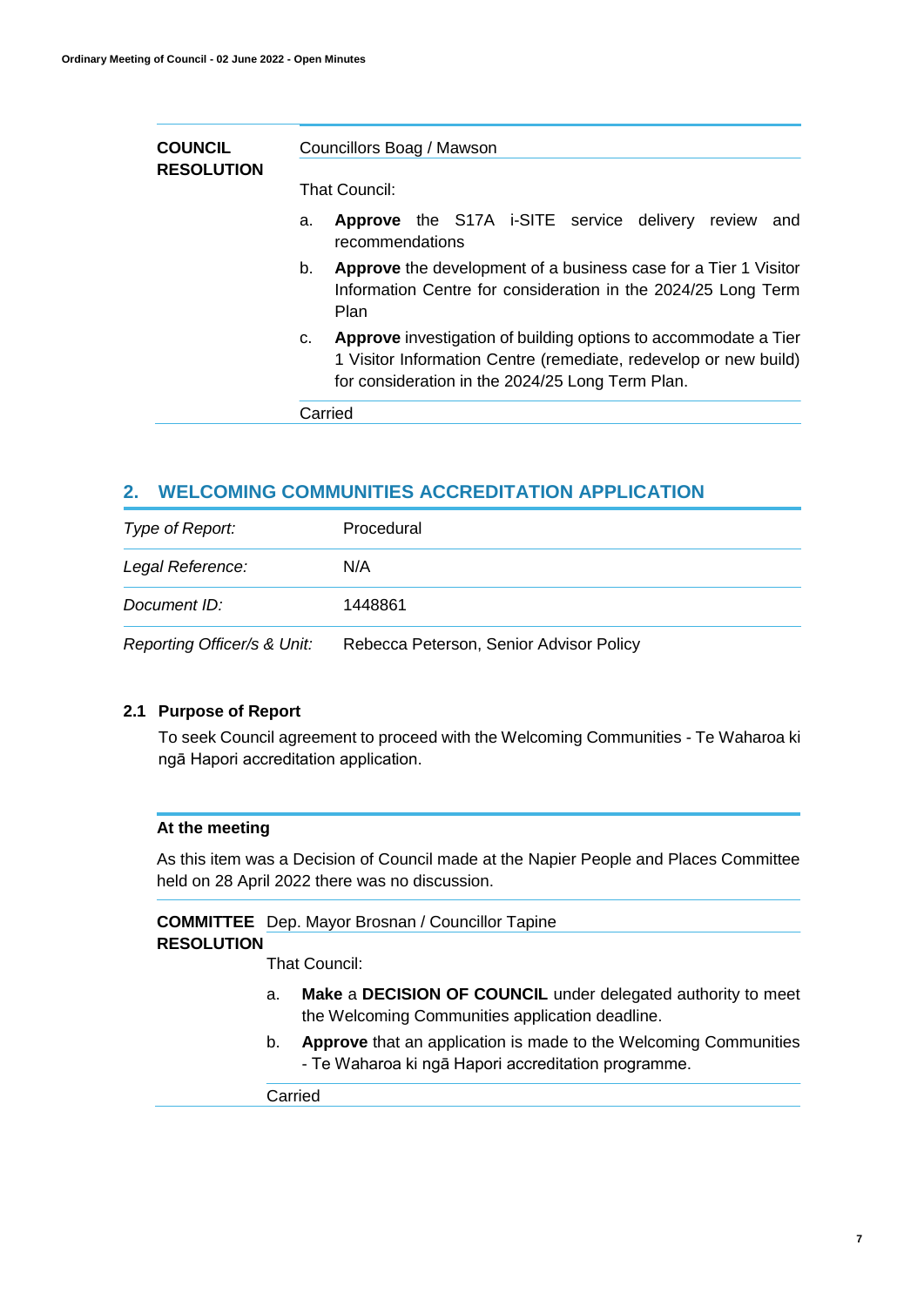| **COUNCIL RESOLUTION** | Councillors Boag / Mawson |
|---|---|

That Council:

a. **Approve** the S17A i-SITE service delivery review and recommendations

b. **Approve** the development of a business case for a Tier 1 Visitor Information Centre for consideration in the 2024/25 Long Term Plan

c. **Approve** investigation of building options to accommodate a Tier 1 Visitor Information Centre (remediate, redevelop or new build) for consideration in the 2024/25 Long Term Plan.

Carried

## 2. WELCOMING COMMUNITIES ACCREDITATION APPLICATION

| *Type of Report:* | Procedural |
|---|---|
| *Legal Reference:* | N/A |
| *Document ID:* | 1448861 |
| *Reporting Officer/s & Unit:* | Rebecca Peterson, Senior Advisor Policy |

### 2.1 Purpose of Report

To seek Council agreement to proceed with the Welcoming Communities - Te Waharoa ki ngā Hapori accreditation application.

**At the meeting**

As this item was a Decision of Council made at the Napier People and Places Committee held on 28 April 2022 there was no discussion.

| **COMMITTEE RESOLUTION** | Dep. Mayor Brosnan / Councillor Tapine |
|---|---|

That Council:

a. **Make** a **DECISION OF COUNCIL** under delegated authority to meet the Welcoming Communities application deadline.

b. **Approve** that an application is made to the Welcoming Communities - Te Waharoa ki ngā Hapori accreditation programme.

Carried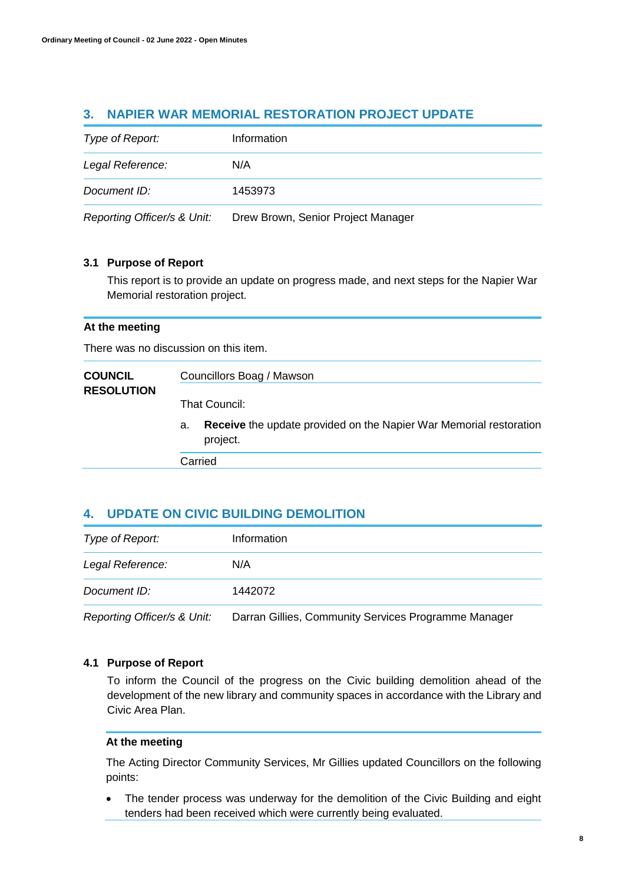## 3. NAPIER WAR MEMORIAL RESTORATION PROJECT UPDATE

| | |
|---|---|
| *Type of Report:* | Information |
| *Legal Reference:* | N/A |
| *Document ID:* | 1453973 |
| *Reporting Officer/s & Unit:* | Drew Brown, Senior Project Manager |

### 3.1 Purpose of Report

This report is to provide an update on progress made, and next steps for the Napier War Memorial restoration project.

**At the meeting**

There was no discussion on this item.

**COUNCIL RESOLUTION**

Councillors Boag / Mawson

That Council:

a. **Receive** the update provided on the Napier War Memorial restoration project.

Carried

## 4. UPDATE ON CIVIC BUILDING DEMOLITION

| | |
|---|---|
| *Type of Report:* | Information |
| *Legal Reference:* | N/A |
| *Document ID:* | 1442072 |
| *Reporting Officer/s & Unit:* | Darran Gillies, Community Services Programme Manager |

### 4.1 Purpose of Report

To inform the Council of the progress on the Civic building demolition ahead of the development of the new library and community spaces in accordance with the Library and Civic Area Plan.

**At the meeting**

The Acting Director Community Services, Mr Gillies updated Councillors on the following points:

- The tender process was underway for the demolition of the Civic Building and eight tenders had been received which were currently being evaluated.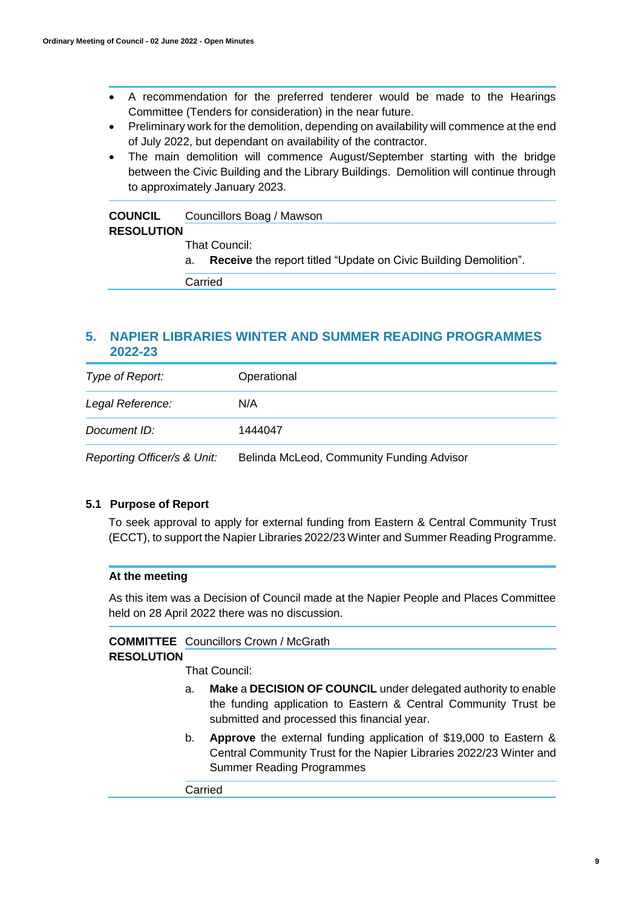- A recommendation for the preferred tenderer would be made to the Hearings Committee (Tenders for consideration) in the near future.
- Preliminary work for the demolition, depending on availability will commence at the end of July 2022, but dependant on availability of the contractor.
- The main demolition will commence August/September starting with the bridge between the Civic Building and the Library Buildings. Demolition will continue through to approximately January 2023.

**COUNCIL RESOLUTION** Councillors Boag / Mawson

That Council:

a. **Receive** the report titled "Update on Civic Building Demolition".

Carried

## 5. NAPIER LIBRARIES WINTER AND SUMMER READING PROGRAMMES 2022-23

| | |
|---|---|
| *Type of Report:* | Operational |
| *Legal Reference:* | N/A |
| *Document ID:* | 1444047 |
| *Reporting Officer/s & Unit:* | Belinda McLeod, Community Funding Advisor |

### 5.1 Purpose of Report

To seek approval to apply for external funding from Eastern & Central Community Trust (ECCT), to support the Napier Libraries 2022/23 Winter and Summer Reading Programme.

**At the meeting**

As this item was a Decision of Council made at the Napier People and Places Committee held on 28 April 2022 there was no discussion.

**COMMITTEE RESOLUTION** Councillors Crown / McGrath

That Council:

a. **Make** a **DECISION OF COUNCIL** under delegated authority to enable the funding application to Eastern & Central Community Trust be submitted and processed this financial year.

b. **Approve** the external funding application of $19,000 to Eastern & Central Community Trust for the Napier Libraries 2022/23 Winter and Summer Reading Programmes

Carried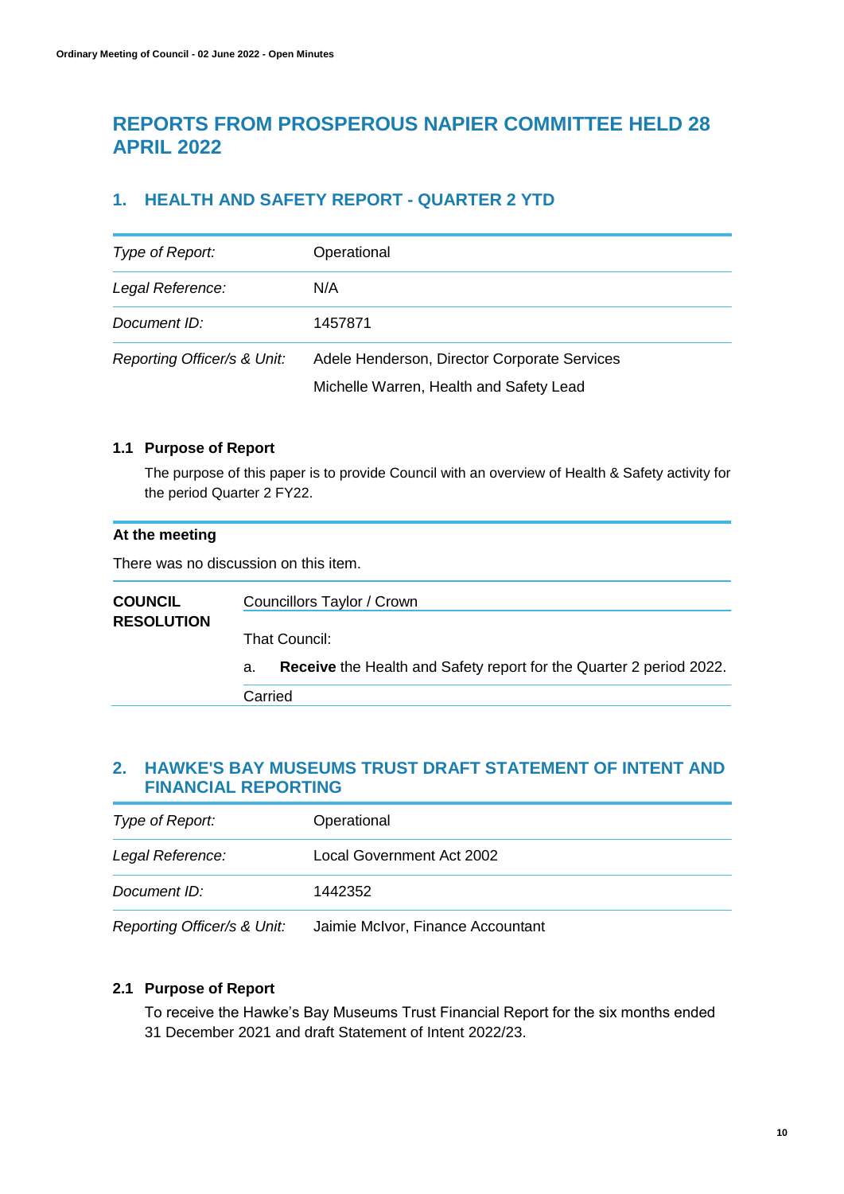# REPORTS FROM PROSPEROUS NAPIER COMMITTEE HELD 28 APRIL 2022

## 1. HEALTH AND SAFETY REPORT - QUARTER 2 YTD

| | |
|---|---|
| *Type of Report:* | Operational |
| *Legal Reference:* | N/A |
| *Document ID:* | 1457871 |
| *Reporting Officer/s & Unit:* | Adele Henderson, Director Corporate Services<br>Michelle Warren, Health and Safety Lead |

### 1.1 Purpose of Report

The purpose of this paper is to provide Council with an overview of Health & Safety activity for the period Quarter 2 FY22.

**At the meeting**

There was no discussion on this item.

| | |
|---|---|
| **COUNCIL RESOLUTION** | Councillors Taylor / Crown |
| | That Council: |
| | a. **Receive** the Health and Safety report for the Quarter 2 period 2022. |
| | Carried |

## 2. HAWKE'S BAY MUSEUMS TRUST DRAFT STATEMENT OF INTENT AND FINANCIAL REPORTING

| | |
|---|---|
| *Type of Report:* | Operational |
| *Legal Reference:* | Local Government Act 2002 |
| *Document ID:* | 1442352 |
| *Reporting Officer/s & Unit:* | Jaimie McIvor, Finance Accountant |

### 2.1 Purpose of Report

To receive the Hawke's Bay Museums Trust Financial Report for the six months ended 31 December 2021 and draft Statement of Intent 2022/23.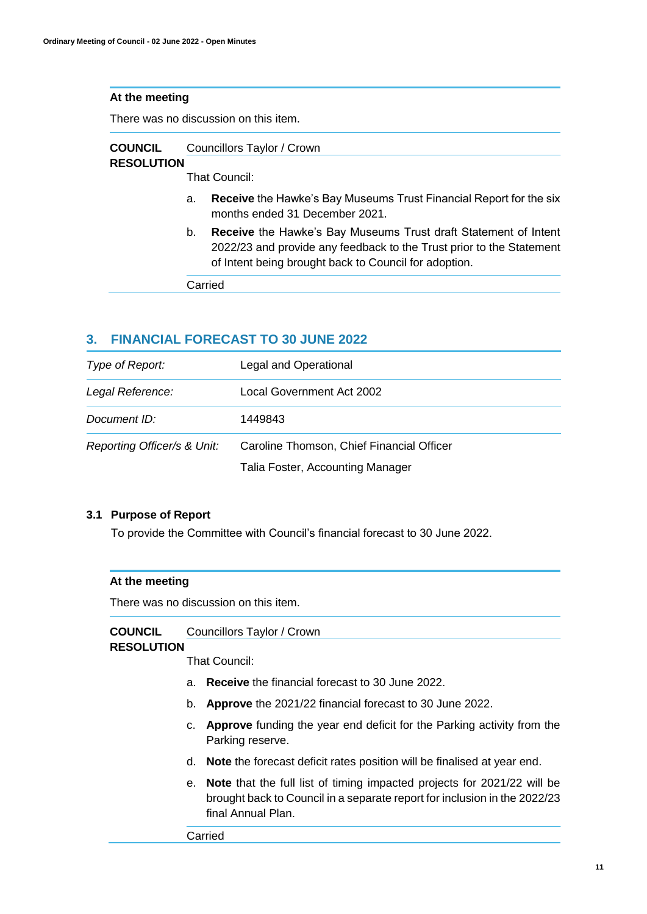**At the meeting**

There was no discussion on this item.

**COUNCIL RESOLUTION** Councillors Taylor / Crown

That Council:

a. **Receive** the Hawke's Bay Museums Trust Financial Report for the six months ended 31 December 2021.

b. **Receive** the Hawke's Bay Museums Trust draft Statement of Intent 2022/23 and provide any feedback to the Trust prior to the Statement of Intent being brought back to Council for adoption.

Carried

## 3. FINANCIAL FORECAST TO 30 JUNE 2022

| | |
|---|---|
| *Type of Report:* | Legal and Operational |
| *Legal Reference:* | Local Government Act 2002 |
| *Document ID:* | 1449843 |
| *Reporting Officer/s & Unit:* | Caroline Thomson, Chief Financial Officer<br>Talia Foster, Accounting Manager |

### 3.1 Purpose of Report

To provide the Committee with Council's financial forecast to 30 June 2022.

**At the meeting**

There was no discussion on this item.

**COUNCIL RESOLUTION** Councillors Taylor / Crown

That Council:

a. **Receive** the financial forecast to 30 June 2022.

b. **Approve** the 2021/22 financial forecast to 30 June 2022.

c. **Approve** funding the year end deficit for the Parking activity from the Parking reserve.

d. **Note** the forecast deficit rates position will be finalised at year end.

e. **Note** that the full list of timing impacted projects for 2021/22 will be brought back to Council in a separate report for inclusion in the 2022/23 final Annual Plan.

Carried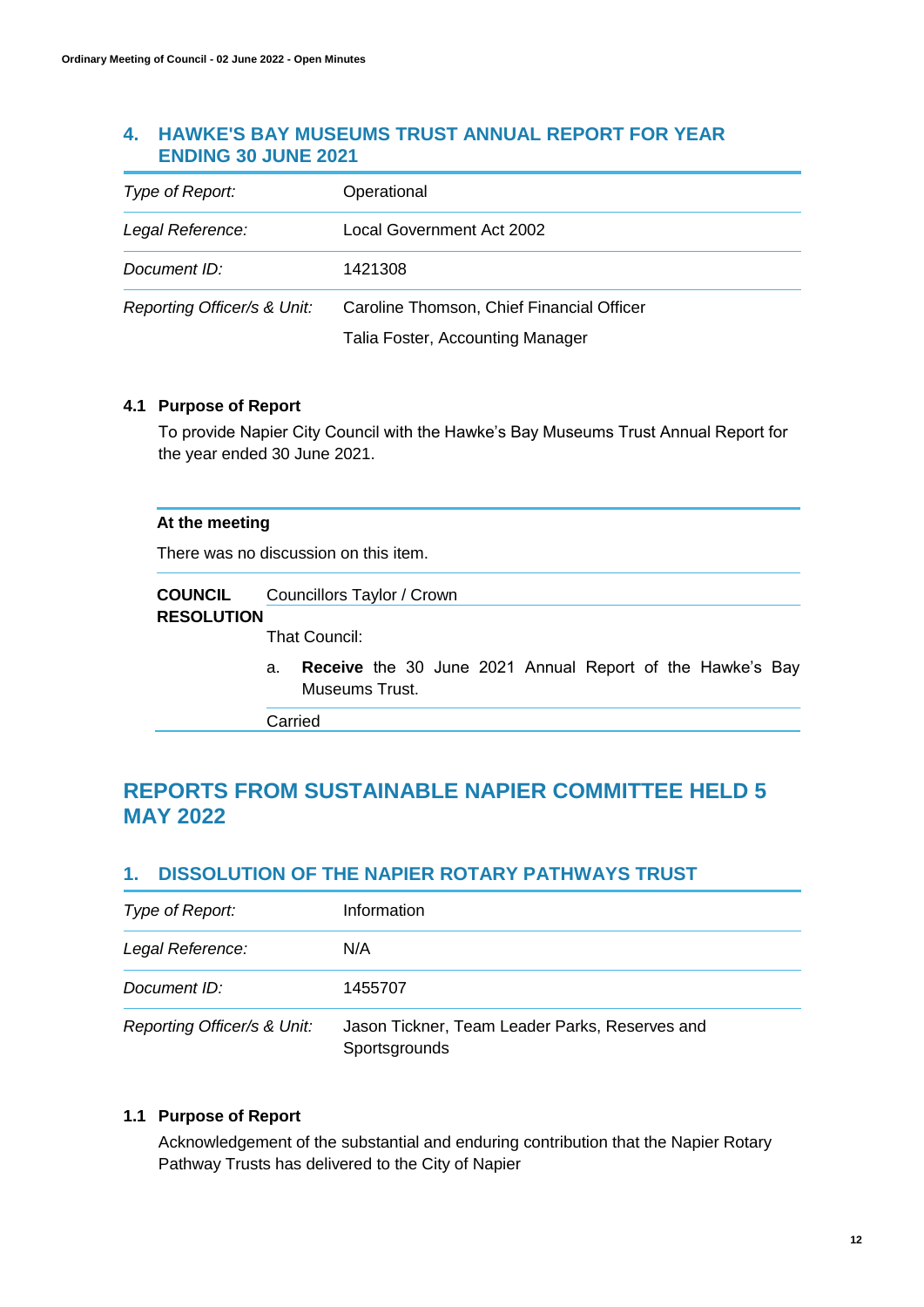## 4. HAWKE'S BAY MUSEUMS TRUST ANNUAL REPORT FOR YEAR ENDING 30 JUNE 2021

| | |
|---|---|
| *Type of Report:* | Operational |
| *Legal Reference:* | Local Government Act 2002 |
| *Document ID:* | 1421308 |
| *Reporting Officer/s & Unit:* | Caroline Thomson, Chief Financial Officer<br>Talia Foster, Accounting Manager |

### 4.1 Purpose of Report

To provide Napier City Council with the Hawke's Bay Museums Trust Annual Report for the year ended 30 June 2021.

**At the meeting**

There was no discussion on this item.

**COUNCIL RESOLUTION** Councillors Taylor / Crown

That Council:

a. **Receive** the 30 June 2021 Annual Report of the Hawke's Bay Museums Trust.

Carried

# REPORTS FROM SUSTAINABLE NAPIER COMMITTEE HELD 5 MAY 2022

## 1. DISSOLUTION OF THE NAPIER ROTARY PATHWAYS TRUST

| | |
|---|---|
| *Type of Report:* | Information |
| *Legal Reference:* | N/A |
| *Document ID:* | 1455707 |
| *Reporting Officer/s & Unit:* | Jason Tickner, Team Leader Parks, Reserves and Sportsgrounds |

### 1.1 Purpose of Report

Acknowledgement of the substantial and enduring contribution that the Napier Rotary Pathway Trusts has delivered to the City of Napier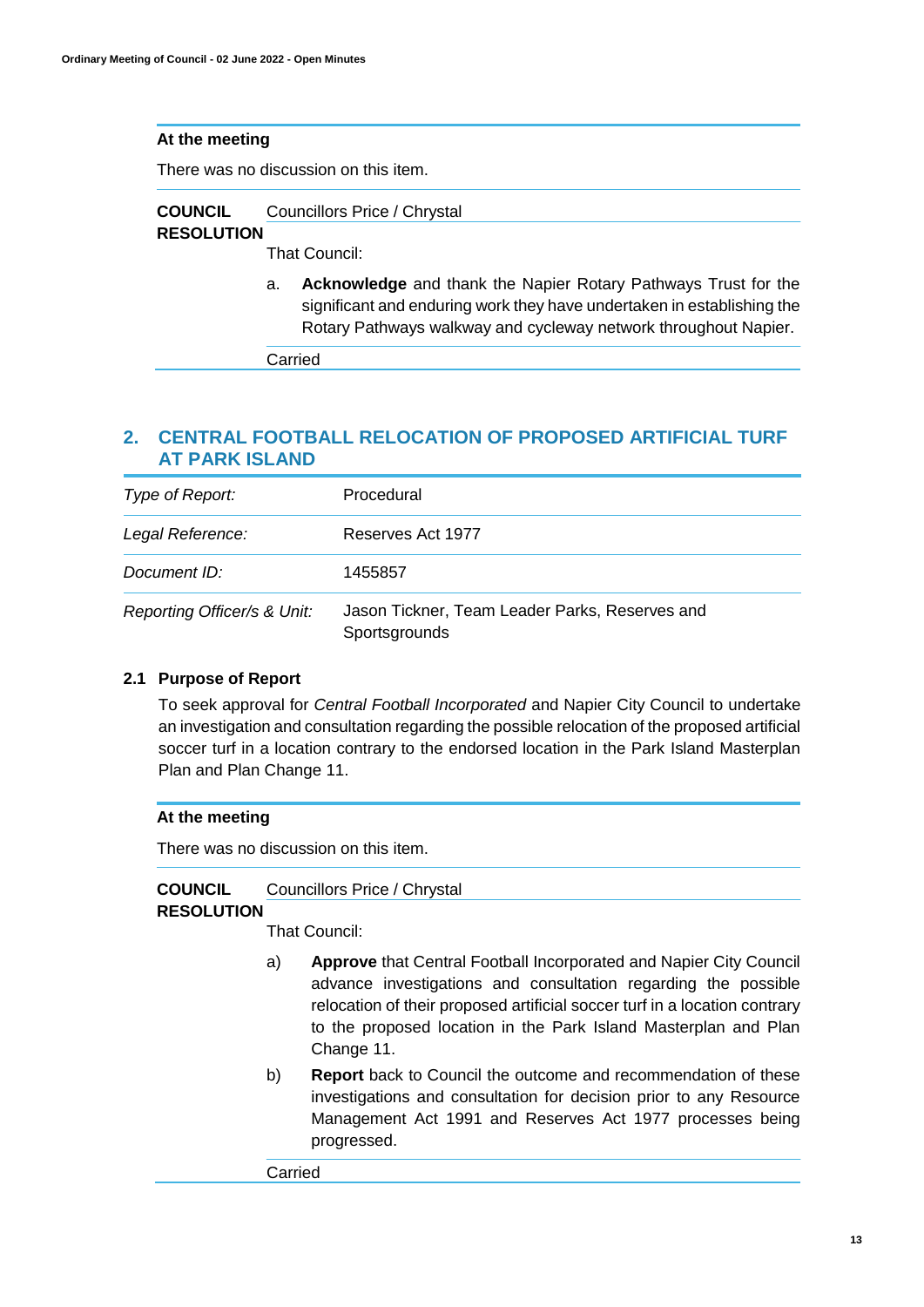**At the meeting**

There was no discussion on this item.

**COUNCIL RESOLUTION** Councillors Price / Chrystal

That Council:

a. **Acknowledge** and thank the Napier Rotary Pathways Trust for the significant and enduring work they have undertaken in establishing the Rotary Pathways walkway and cycleway network throughout Napier.

Carried

## 2. CENTRAL FOOTBALL RELOCATION OF PROPOSED ARTIFICIAL TURF AT PARK ISLAND

| | |
|---|---|
| *Type of Report:* | Procedural |
| *Legal Reference:* | Reserves Act 1977 |
| *Document ID:* | 1455857 |
| *Reporting Officer/s & Unit:* | Jason Tickner, Team Leader Parks, Reserves and Sportsgrounds |

### 2.1 Purpose of Report

To seek approval for *Central Football Incorporated* and Napier City Council to undertake an investigation and consultation regarding the possible relocation of the proposed artificial soccer turf in a location contrary to the endorsed location in the Park Island Masterplan Plan and Plan Change 11.

**At the meeting**

There was no discussion on this item.

**COUNCIL RESOLUTION** Councillors Price / Chrystal

That Council:

a) **Approve** that Central Football Incorporated and Napier City Council advance investigations and consultation regarding the possible relocation of their proposed artificial soccer turf in a location contrary to the proposed location in the Park Island Masterplan and Plan Change 11.

b) **Report** back to Council the outcome and recommendation of these investigations and consultation for decision prior to any Resource Management Act 1991 and Reserves Act 1977 processes being progressed.

Carried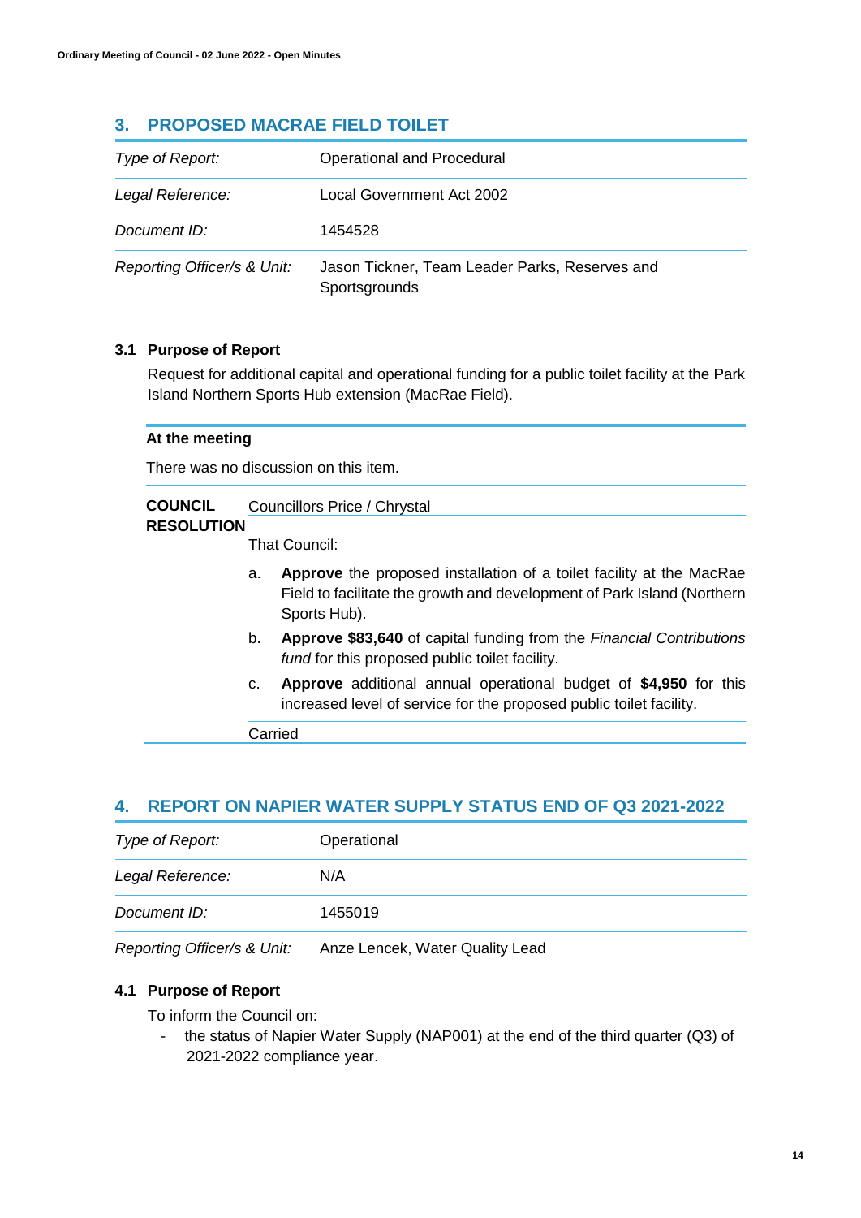## 3. PROPOSED MACRAE FIELD TOILET

| | |
|---|---|
| *Type of Report:* | Operational and Procedural |
| *Legal Reference:* | Local Government Act 2002 |
| *Document ID:* | 1454528 |
| *Reporting Officer/s & Unit:* | Jason Tickner, Team Leader Parks, Reserves and Sportsgrounds |

### 3.1 Purpose of Report

Request for additional capital and operational funding for a public toilet facility at the Park Island Northern Sports Hub extension (MacRae Field).

**At the meeting**

There was no discussion on this item.

**COUNCIL RESOLUTION** Councillors Price / Chrystal

That Council:

a. **Approve** the proposed installation of a toilet facility at the MacRae Field to facilitate the growth and development of Park Island (Northern Sports Hub).

b. **Approve $83,640** of capital funding from the *Financial Contributions fund* for this proposed public toilet facility.

c. **Approve** additional annual operational budget of **$4,950** for this increased level of service for the proposed public toilet facility.

Carried

## 4. REPORT ON NAPIER WATER SUPPLY STATUS END OF Q3 2021-2022

| | |
|---|---|
| *Type of Report:* | Operational |
| *Legal Reference:* | N/A |
| *Document ID:* | 1455019 |
| *Reporting Officer/s & Unit:* | Anze Lencek, Water Quality Lead |

### 4.1 Purpose of Report

To inform the Council on:

- the status of Napier Water Supply (NAP001) at the end of the third quarter (Q3) of 2021-2022 compliance year.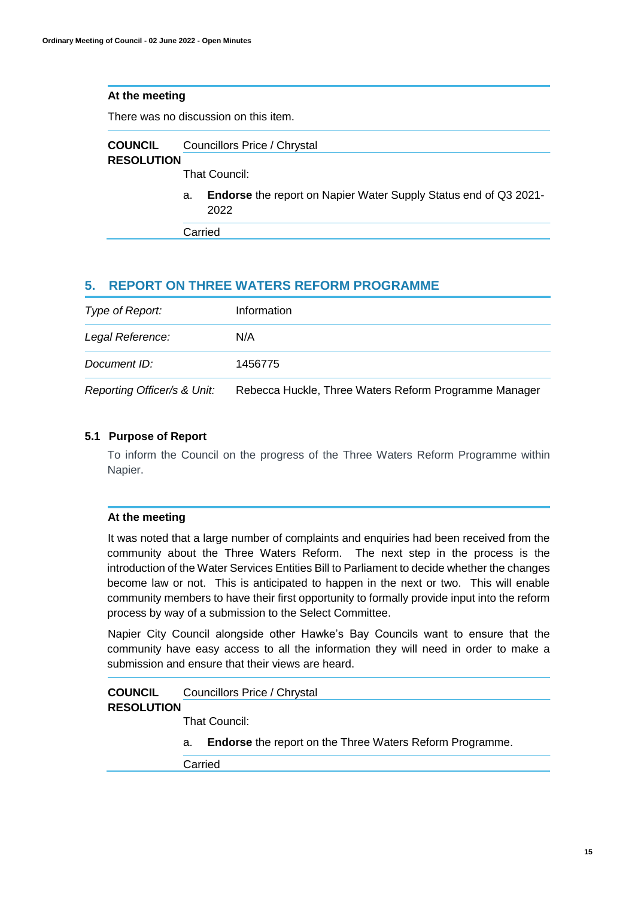**At the meeting**

There was no discussion on this item.

| | |
|---|---|
| **COUNCIL RESOLUTION** | Councillors Price / Chrystal |
| | That Council: |
| | a. **Endorse** the report on Napier Water Supply Status end of Q3 2021-2022 |
| | Carried |

## 5. REPORT ON THREE WATERS REFORM PROGRAMME

| | |
|---|---|
| *Type of Report:* | Information |
| *Legal Reference:* | N/A |
| *Document ID:* | 1456775 |
| *Reporting Officer/s & Unit:* | Rebecca Huckle, Three Waters Reform Programme Manager |

### 5.1 Purpose of Report

To inform the Council on the progress of the Three Waters Reform Programme within Napier.

**At the meeting**

It was noted that a large number of complaints and enquiries had been received from the community about the Three Waters Reform. The next step in the process is the introduction of the Water Services Entities Bill to Parliament to decide whether the changes become law or not. This is anticipated to happen in the next or two. This will enable community members to have their first opportunity to formally provide input into the reform process by way of a submission to the Select Committee.

Napier City Council alongside other Hawke's Bay Councils want to ensure that the community have easy access to all the information they will need in order to make a submission and ensure that their views are heard.

| | |
|---|---|
| **COUNCIL RESOLUTION** | Councillors Price / Chrystal |
| | That Council: |
| | a. **Endorse** the report on the Three Waters Reform Programme. |
| | Carried |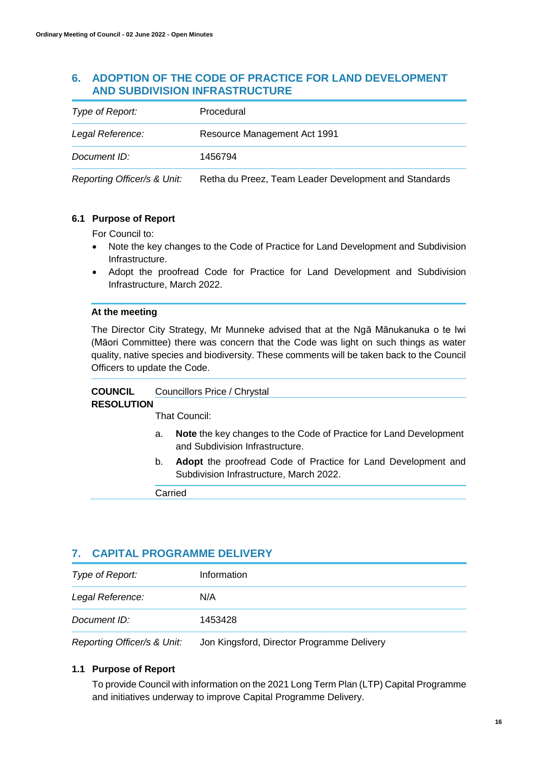## 6. ADOPTION OF THE CODE OF PRACTICE FOR LAND DEVELOPMENT AND SUBDIVISION INFRASTRUCTURE

| | |
|---|---|
| *Type of Report:* | Procedural |
| *Legal Reference:* | Resource Management Act 1991 |
| *Document ID:* | 1456794 |
| *Reporting Officer/s & Unit:* | Retha du Preez, Team Leader Development and Standards |

### 6.1 Purpose of Report

For Council to:

- Note the key changes to the Code of Practice for Land Development and Subdivision Infrastructure.
- Adopt the proofread Code for Practice for Land Development and Subdivision Infrastructure, March 2022.

#### At the meeting

The Director City Strategy, Mr Munneke advised that at the Ngā Mānukanuka o te Iwi (Māori Committee) there was concern that the Code was light on such things as water quality, native species and biodiversity. These comments will be taken back to the Council Officers to update the Code.

**COUNCIL RESOLUTION** Councillors Price / Chrystal

That Council:

a. **Note** the key changes to the Code of Practice for Land Development and Subdivision Infrastructure.

b. **Adopt** the proofread Code of Practice for Land Development and Subdivision Infrastructure, March 2022.

Carried

## 7. CAPITAL PROGRAMME DELIVERY

| | |
|---|---|
| *Type of Report:* | Information |
| *Legal Reference:* | N/A |
| *Document ID:* | 1453428 |
| *Reporting Officer/s & Unit:* | Jon Kingsford, Director Programme Delivery |

### 1.1 Purpose of Report

To provide Council with information on the 2021 Long Term Plan (LTP) Capital Programme and initiatives underway to improve Capital Programme Delivery.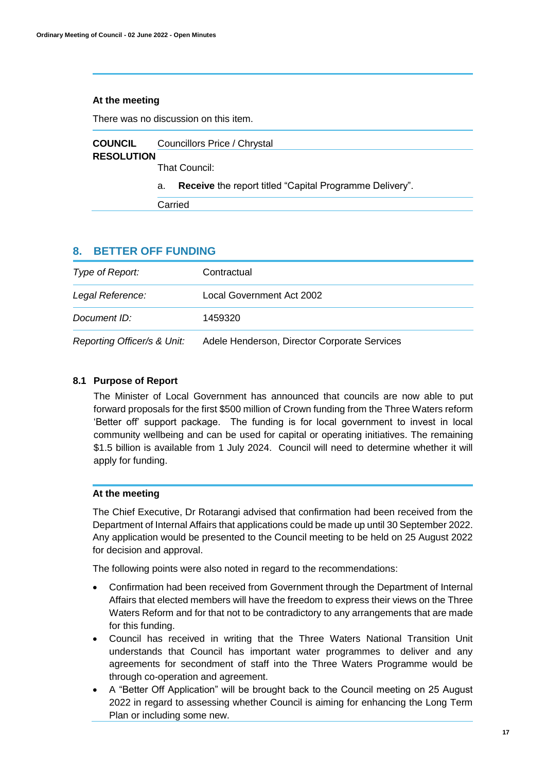#### At the meeting

There was no discussion on this item.

| | |
|---|---|
| **COUNCIL RESOLUTION** | Councillors Price / Chrystal |
| | That Council: |
| | a. **Receive** the report titled "Capital Programme Delivery". |
| | Carried |

## 8. BETTER OFF FUNDING

| | |
|---|---|
| *Type of Report:* | Contractual |
| *Legal Reference:* | Local Government Act 2002 |
| *Document ID:* | 1459320 |
| *Reporting Officer/s & Unit:* | Adele Henderson, Director Corporate Services |

### 8.1 Purpose of Report

The Minister of Local Government has announced that councils are now able to put forward proposals for the first $500 million of Crown funding from the Three Waters reform 'Better off' support package. The funding is for local government to invest in local community wellbeing and can be used for capital or operating initiatives. The remaining $1.5 billion is available from 1 July 2024. Council will need to determine whether it will apply for funding.

#### At the meeting

The Chief Executive, Dr Rotarangi advised that confirmation had been received from the Department of Internal Affairs that applications could be made up until 30 September 2022. Any application would be presented to the Council meeting to be held on 25 August 2022 for decision and approval.

The following points were also noted in regard to the recommendations:

- Confirmation had been received from Government through the Department of Internal Affairs that elected members will have the freedom to express their views on the Three Waters Reform and for that not to be contradictory to any arrangements that are made for this funding.
- Council has received in writing that the Three Waters National Transition Unit understands that Council has important water programmes to deliver and any agreements for secondment of staff into the Three Waters Programme would be through co-operation and agreement.
- A "Better Off Application" will be brought back to the Council meeting on 25 August 2022 in regard to assessing whether Council is aiming for enhancing the Long Term Plan or including some new.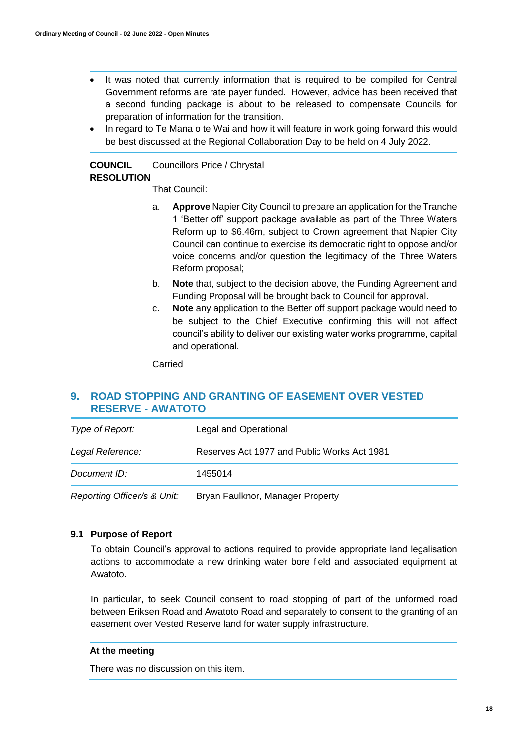- It was noted that currently information that is required to be compiled for Central Government reforms are rate payer funded. However, advice has been received that a second funding package is about to be released to compensate Councils for preparation of information for the transition.
- In regard to Te Mana o te Wai and how it will feature in work going forward this would be best discussed at the Regional Collaboration Day to be held on 4 July 2022.

**COUNCIL RESOLUTION** Councillors Price / Chrystal

That Council:

a. **Approve** Napier City Council to prepare an application for the Tranche 1 'Better off' support package available as part of the Three Waters Reform up to $6.46m, subject to Crown agreement that Napier City Council can continue to exercise its democratic right to oppose and/or voice concerns and/or question the legitimacy of the Three Waters Reform proposal;

b. **Note** that, subject to the decision above, the Funding Agreement and Funding Proposal will be brought back to Council for approval.

c. **Note** any application to the Better off support package would need to be subject to the Chief Executive confirming this will not affect council's ability to deliver our existing water works programme, capital and operational.

Carried

## 9. ROAD STOPPING AND GRANTING OF EASEMENT OVER VESTED RESERVE - AWATOTO

| | |
|---|---|
| *Type of Report:* | Legal and Operational |
| *Legal Reference:* | Reserves Act 1977 and Public Works Act 1981 |
| *Document ID:* | 1455014 |
| *Reporting Officer/s & Unit:* | Bryan Faulknor, Manager Property |

### 9.1 Purpose of Report

To obtain Council's approval to actions required to provide appropriate land legalisation actions to accommodate a new drinking water bore field and associated equipment at Awatoto.

In particular, to seek Council consent to road stopping of part of the unformed road between Eriksen Road and Awatoto Road and separately to consent to the granting of an easement over Vested Reserve land for water supply infrastructure.

**At the meeting**

There was no discussion on this item.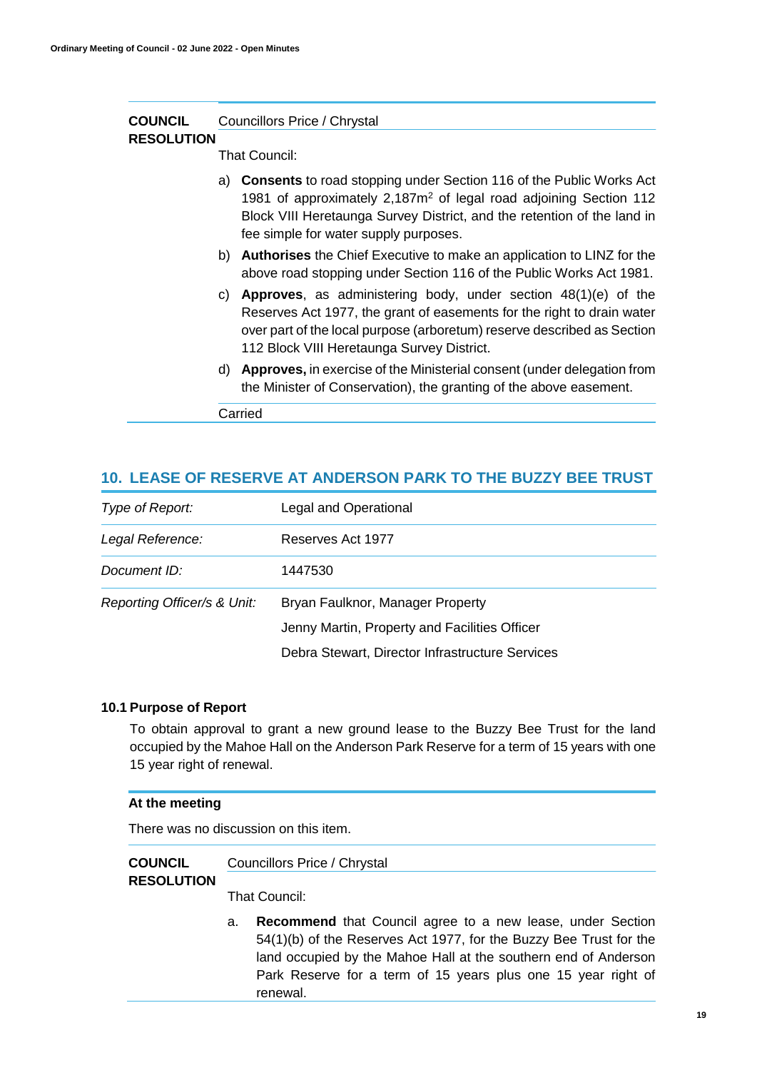**COUNCIL RESOLUTION**

Councillors Price / Chrystal

That Council:

a) **Consents** to road stopping under Section 116 of the Public Works Act 1981 of approximately 2,187m$^2$ of legal road adjoining Section 112 Block VIII Heretaunga Survey District, and the retention of the land in fee simple for water supply purposes.

b) **Authorises** the Chief Executive to make an application to LINZ for the above road stopping under Section 116 of the Public Works Act 1981.

c) **Approves**, as administering body, under section 48(1)(e) of the Reserves Act 1977, the grant of easements for the right to drain water over part of the local purpose (arboretum) reserve described as Section 112 Block VIII Heretaunga Survey District.

d) **Approves,** in exercise of the Ministerial consent (under delegation from the Minister of Conservation), the granting of the above easement.

Carried

## 10. LEASE OF RESERVE AT ANDERSON PARK TO THE BUZZY BEE TRUST

| | |
|---|---|
| *Type of Report:* | Legal and Operational |
| *Legal Reference:* | Reserves Act 1977 |
| *Document ID:* | 1447530 |
| *Reporting Officer/s & Unit:* | Bryan Faulknor, Manager Property<br>Jenny Martin, Property and Facilities Officer<br>Debra Stewart, Director Infrastructure Services |

### 10.1 Purpose of Report

To obtain approval to grant a new ground lease to the Buzzy Bee Trust for the land occupied by the Mahoe Hall on the Anderson Park Reserve for a term of 15 years with one 15 year right of renewal.

**At the meeting**

There was no discussion on this item.

**COUNCIL RESOLUTION**

Councillors Price / Chrystal

That Council:

a. **Recommend** that Council agree to a new lease, under Section 54(1)(b) of the Reserves Act 1977, for the Buzzy Bee Trust for the land occupied by the Mahoe Hall at the southern end of Anderson Park Reserve for a term of 15 years plus one 15 year right of renewal.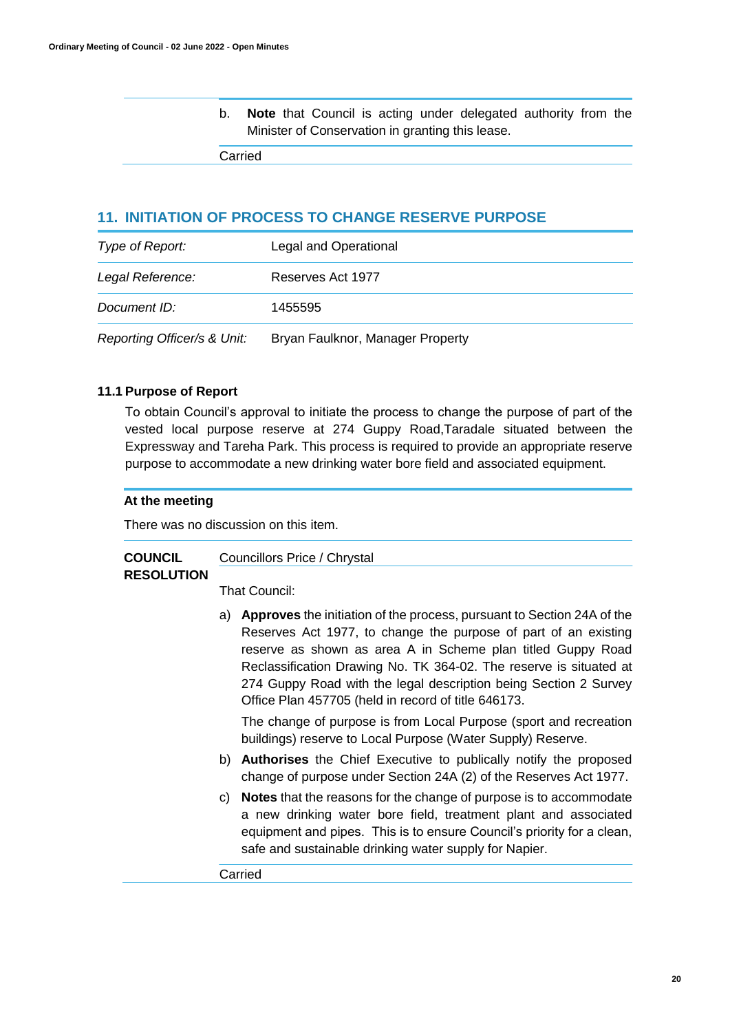b. **Note** that Council is acting under delegated authority from the Minister of Conservation in granting this lease.

Carried

## 11. INITIATION OF PROCESS TO CHANGE RESERVE PURPOSE

| | |
|---|---|
| *Type of Report:* | Legal and Operational |
| *Legal Reference:* | Reserves Act 1977 |
| *Document ID:* | 1455595 |
| *Reporting Officer/s & Unit:* | Bryan Faulknor, Manager Property |

### 11.1 Purpose of Report

To obtain Council's approval to initiate the process to change the purpose of part of the vested local purpose reserve at 274 Guppy Road,Taradale situated between the Expressway and Tareha Park. This process is required to provide an appropriate reserve purpose to accommodate a new drinking water bore field and associated equipment.

**At the meeting**

There was no discussion on this item.

**COUNCIL RESOLUTION**

Councillors Price / Chrystal

That Council:

a) **Approves** the initiation of the process, pursuant to Section 24A of the Reserves Act 1977, to change the purpose of part of an existing reserve as shown as area A in Scheme plan titled Guppy Road Reclassification Drawing No. TK 364-02. The reserve is situated at 274 Guppy Road with the legal description being Section 2 Survey Office Plan 457705 (held in record of title 646173.

   The change of purpose is from Local Purpose (sport and recreation buildings) reserve to Local Purpose (Water Supply) Reserve.

b) **Authorises** the Chief Executive to publically notify the proposed change of purpose under Section 24A (2) of the Reserves Act 1977.

c) **Notes** that the reasons for the change of purpose is to accommodate a new drinking water bore field, treatment plant and associated equipment and pipes. This is to ensure Council's priority for a clean, safe and sustainable drinking water supply for Napier.

Carried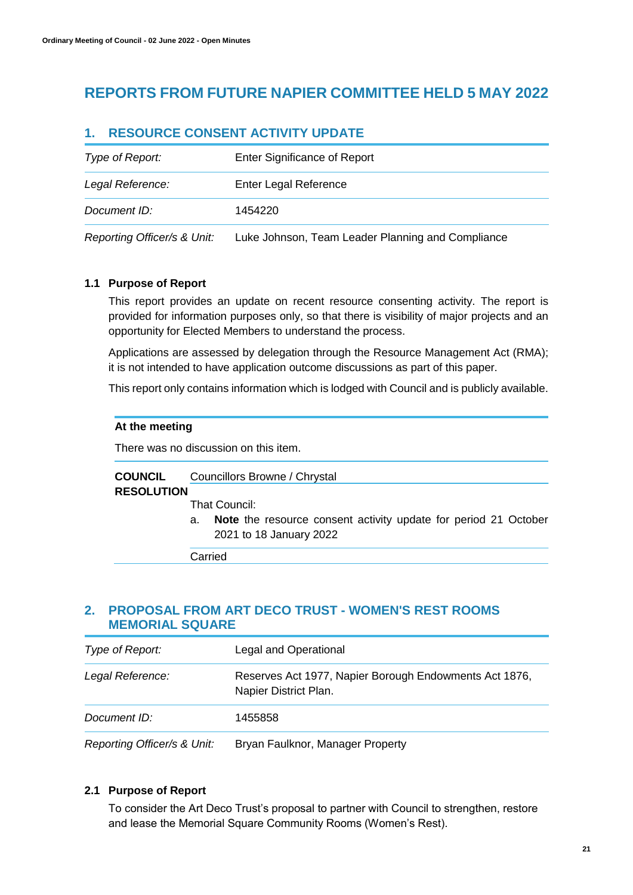# REPORTS FROM FUTURE NAPIER COMMITTEE HELD 5 MAY 2022

## 1. RESOURCE CONSENT ACTIVITY UPDATE

| | |
|---|---|
| *Type of Report:* | Enter Significance of Report |
| *Legal Reference:* | Enter Legal Reference |
| *Document ID:* | 1454220 |
| *Reporting Officer/s & Unit:* | Luke Johnson, Team Leader Planning and Compliance |

### 1.1 Purpose of Report

This report provides an update on recent resource consenting activity. The report is provided for information purposes only, so that there is visibility of major projects and an opportunity for Elected Members to understand the process.

Applications are assessed by delegation through the Resource Management Act (RMA); it is not intended to have application outcome discussions as part of this paper.

This report only contains information which is lodged with Council and is publicly available.

**At the meeting**

There was no discussion on this item.

**COUNCIL RESOLUTION**

Councillors Browne / Chrystal

That Council:

a. **Note** the resource consent activity update for period 21 October 2021 to 18 January 2022

Carried

## 2. PROPOSAL FROM ART DECO TRUST - WOMEN'S REST ROOMS MEMORIAL SQUARE

| | |
|---|---|
| *Type of Report:* | Legal and Operational |
| *Legal Reference:* | Reserves Act 1977, Napier Borough Endowments Act 1876, Napier District Plan. |
| *Document ID:* | 1455858 |
| *Reporting Officer/s & Unit:* | Bryan Faulknor, Manager Property |

### 2.1 Purpose of Report

To consider the Art Deco Trust's proposal to partner with Council to strengthen, restore and lease the Memorial Square Community Rooms (Women's Rest).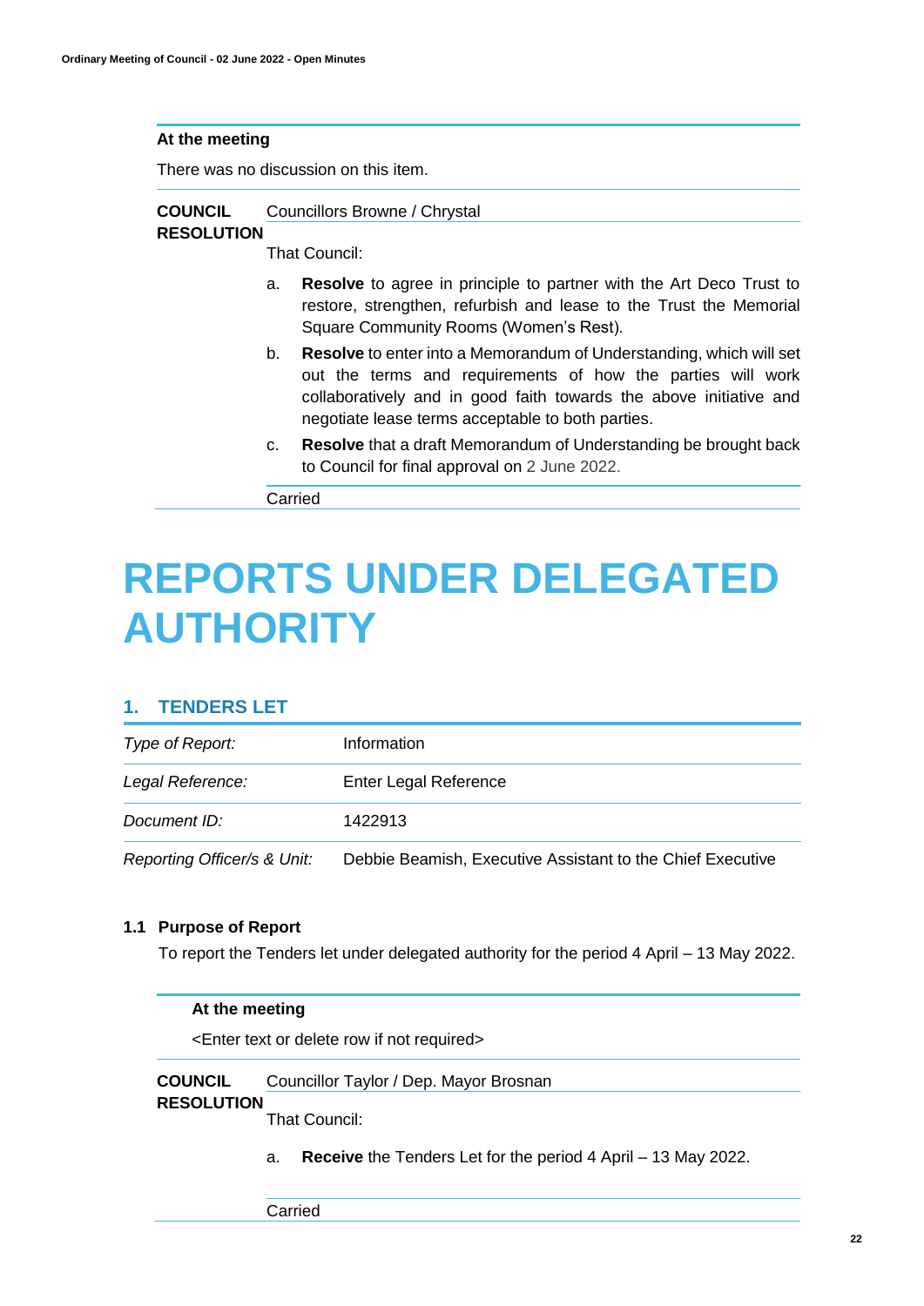**At the meeting**

There was no discussion on this item.

**COUNCIL RESOLUTION** Councillors Browne / Chrystal

That Council:

a. **Resolve** to agree in principle to partner with the Art Deco Trust to restore, strengthen, refurbish and lease to the Trust the Memorial Square Community Rooms (Women's Rest).

b. **Resolve** to enter into a Memorandum of Understanding, which will set out the terms and requirements of how the parties will work collaboratively and in good faith towards the above initiative and negotiate lease terms acceptable to both parties.

c. **Resolve** that a draft Memorandum of Understanding be brought back to Council for final approval on 2 June 2022.

Carried

# REPORTS UNDER DELEGATED AUTHORITY

## 1. TENDERS LET

| | |
|---|---|
| *Type of Report:* | Information |
| *Legal Reference:* | Enter Legal Reference |
| *Document ID:* | 1422913 |
| *Reporting Officer/s & Unit:* | Debbie Beamish, Executive Assistant to the Chief Executive |

### 1.1 Purpose of Report

To report the Tenders let under delegated authority for the period 4 April – 13 May 2022.

**At the meeting**

<Enter text or delete row if not required>

**COUNCIL RESOLUTION** Councillor Taylor / Dep. Mayor Brosnan

That Council:

a. **Receive** the Tenders Let for the period 4 April – 13 May 2022.

Carried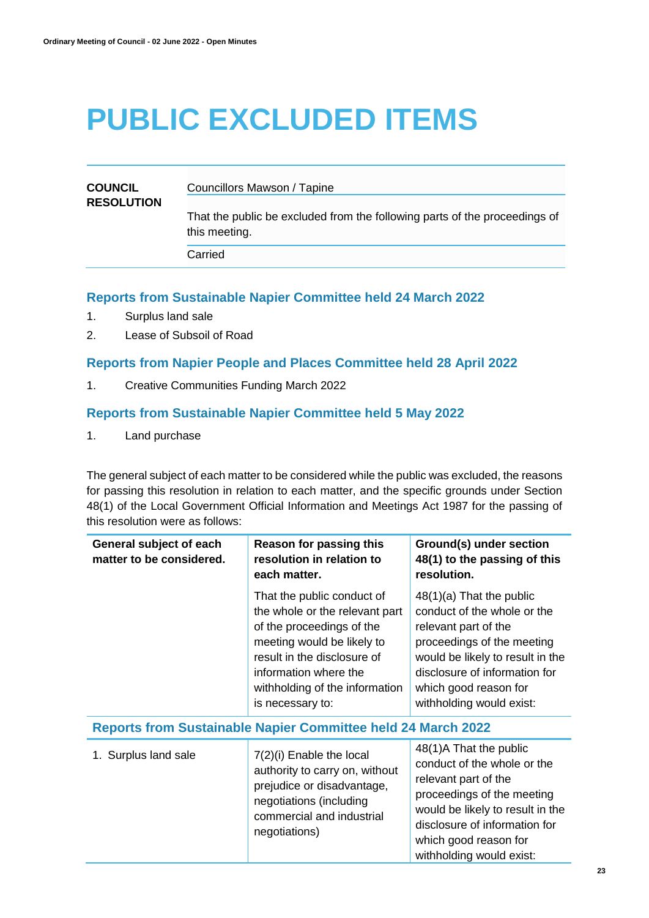# PUBLIC EXCLUDED ITEMS

| | |
|---|---|
| **COUNCIL RESOLUTION** | Councillors Mawson / Tapine |
| | That the public be excluded from the following parts of the proceedings of this meeting. |
| | Carried |

### Reports from Sustainable Napier Committee held 24 March 2022

1. Surplus land sale
2. Lease of Subsoil of Road

### Reports from Napier People and Places Committee held 28 April 2022

1. Creative Communities Funding March 2022

### Reports from Sustainable Napier Committee held 5 May 2022

1. Land purchase

The general subject of each matter to be considered while the public was excluded, the reasons for passing this resolution in relation to each matter, and the specific grounds under Section 48(1) of the Local Government Official Information and Meetings Act 1987 for the passing of this resolution were as follows:

| General subject of each matter to be considered. | Reason for passing this resolution in relation to each matter. | Ground(s) under section 48(1) to the passing of this resolution. |
|---|---|---|
| | That the public conduct of the whole or the relevant part of the proceedings of the meeting would be likely to result in the disclosure of information where the withholding of the information is necessary to: | 48(1)(a) That the public conduct of the whole or the relevant part of the proceedings of the meeting would be likely to result in the disclosure of information for which good reason for withholding would exist: |
| **Reports from Sustainable Napier Committee held 24 March 2022** | | |
| 1. Surplus land sale | 7(2)(i) Enable the local authority to carry on, without prejudice or disadvantage, negotiations (including commercial and industrial negotiations) | 48(1)A That the public conduct of the whole or the relevant part of the proceedings of the meeting would be likely to result in the disclosure of information for which good reason for withholding would exist: |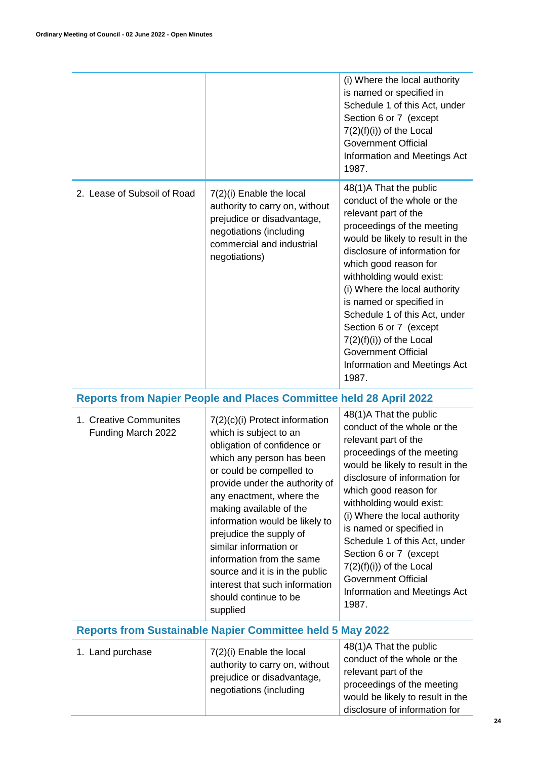| | | |
|---|---|---|
| | | (i) Where the local authority is named or specified in Schedule 1 of this Act, under Section 6 or 7 (except 7(2)(f)(i)) of the Local Government Official Information and Meetings Act 1987. |
| 2. Lease of Subsoil of Road | 7(2)(i) Enable the local authority to carry on, without prejudice or disadvantage, negotiations (including commercial and industrial negotiations) | 48(1)A That the public conduct of the whole or the relevant part of the proceedings of the meeting would be likely to result in the disclosure of information for which good reason for withholding would exist: (i) Where the local authority is named or specified in Schedule 1 of this Act, under Section 6 or 7 (except 7(2)(f)(i)) of the Local Government Official Information and Meetings Act 1987. |

## Reports from Napier People and Places Committee held 28 April 2022

| | | |
|---|---|---|
| 1. Creative Communites Funding March 2022 | 7(2)(c)(i) Protect information which is subject to an obligation of confidence or which any person has been or could be compelled to provide under the authority of any enactment, where the making available of the information would be likely to prejudice the supply of similar information or information from the same source and it is in the public interest that such information should continue to be supplied | 48(1)A That the public conduct of the whole or the relevant part of the proceedings of the meeting would be likely to result in the disclosure of information for which good reason for withholding would exist: (i) Where the local authority is named or specified in Schedule 1 of this Act, under Section 6 or 7 (except 7(2)(f)(i)) of the Local Government Official Information and Meetings Act 1987. |

## Reports from Sustainable Napier Committee held 5 May 2022

| | | |
|---|---|---|
| 1. Land purchase | 7(2)(i) Enable the local authority to carry on, without prejudice or disadvantage, negotiations (including | 48(1)A That the public conduct of the whole or the relevant part of the proceedings of the meeting would be likely to result in the disclosure of information for |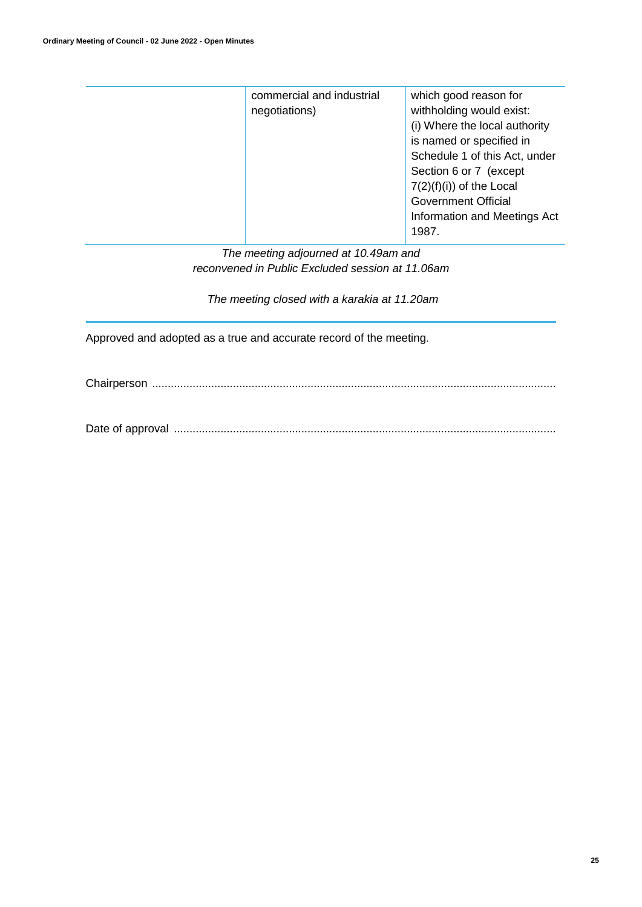| | | |
|---|---|---|
| | commercial and industrial negotiations) | which good reason for withholding would exist: (i) Where the local authority is named or specified in Schedule 1 of this Act, under Section 6 or 7 (except 7(2)(f)(i)) of the Local Government Official Information and Meetings Act 1987. |

*The meeting adjourned at 10.49am and reconvened in Public Excluded session at 11.06am*

*The meeting closed with a karakia at 11.20am*

---

Approved and adopted as a true and accurate record of the meeting.

Chairperson ..................................................................................................................................

Date of approval ..........................................................................................................................